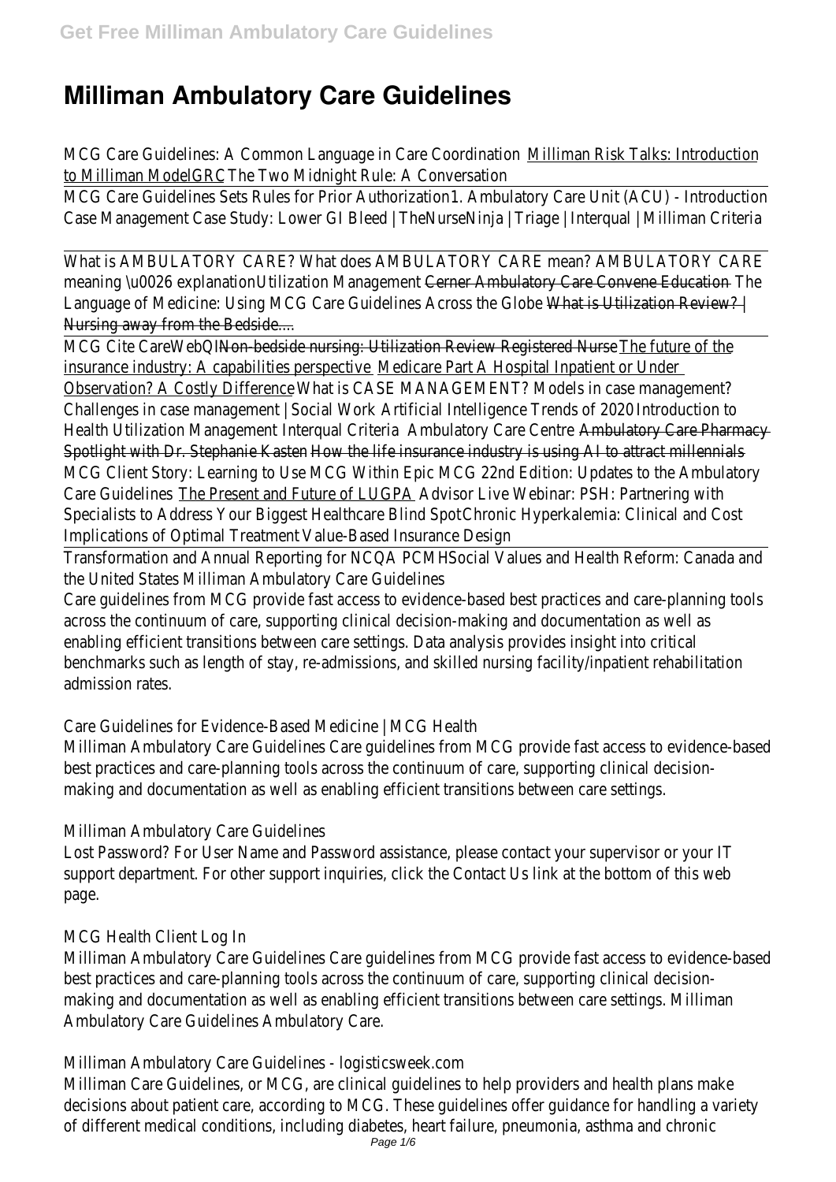# Milliman Ambulatory Care Guidelines

MCG Care Guidelines: A Common Language in Care Coordination Milliman Risk Talks: Introduction to Milliman ModelGRC The Two Midnight Rule: A Conversation

MCG Care Guidelines Sets Rules for Prior Authorization1. Ambulatory Care Unit (ACU) - Introduction Case Management Case Study: Lower GI Bleed | TheNurseNinja | Triage | Interqual | Milliman Criteria

What is AMBULATORY CARE? What does AMBULATORY CARE mean? AMBULATORY CARE meaning \u0026 explanationUtilization Management Cerner Ambulatory Care Convene Education The Language of Medicine: Using MCG Care Guidelines Across the Globe What is Utilization Review? | Nursing away from the Bedside....

MCG Cite CareWebQI Non-bedside nursing: Utilization Review Registered Nurse The future of the insurance industry: A capabilities perspective Medicare Part A Hospital Inpatient or Under Observation? A Costly Difference What is CASE MANAGEMENT? Models in case management? Challenges in case management | Social Work Artificial Intelligence Trends of 2020 Introduction to Health Utilization Management Interqual Criteria Ambulatory Care Centre Ambulatory Care Pharmacy Spotlight with Dr. Stephanie Kasten How the life insurance industry is using AI to attract millennials MCG Client Story: Learning to Use MCG Within Epic MCG 22nd Edition: Updates to the Ambulatory Care Guidelines The Present and Future of LUGPA Advisor Live Webinar: PSH: Partnering with Specialists to Address Your Biggest Healthcare Blind SpotChronic Hyperkalemia: Clinical and Cost Implications of Optimal Treatment Value-Based Insurance Design

Transformation and Annual Reporting for NCQA PCMHSocial Values and Health Reform: Canada and the United States Milliman Ambulatory Care Guidelines

Care guidelines from MCG provide fast access to evidence-based best practices and care-planning tools across the continuum of care, supporting clinical decision-making and documentation as well as enabling efficient transitions between care settings. Data analysis provides insight into critical benchmarks such as length of stay, re-admissions, and skilled nursing facility/inpatient rehabilitation admission rates.

Care Guidelines for Evidence-Based Medicine | MCG Health

Milliman Ambulatory Care Guidelines Care guidelines from MCG provide fast access to evidence-based best practices and care-planning tools across the continuum of care, supporting clinical decision-making and documentation as well as enabling efficient transitions between care settings.

Milliman Ambulatory Care Guidelines

Lost Password? For User Name and Password assistance, please contact your supervisor or your IT support department. For other support inquiries, click the Contact Us link at the bottom of this web page.

MCG Health Client Log In

Milliman Ambulatory Care Guidelines Care guidelines from MCG provide fast access to evidence-based best practices and care-planning tools across the continuum of care, supporting clinical decision-making and documentation as well as enabling efficient transitions between care settings. Milliman Ambulatory Care Guidelines Ambulatory Care.

Milliman Ambulatory Care Guidelines - logisticsweek.com

Milliman Care Guidelines, or MCG, are clinical guidelines to help providers and health plans make decisions about patient care, according to MCG. These guidelines offer guidance for handling a variety of different medical conditions, including diabetes, heart failure, pneumonia, asthma and chronic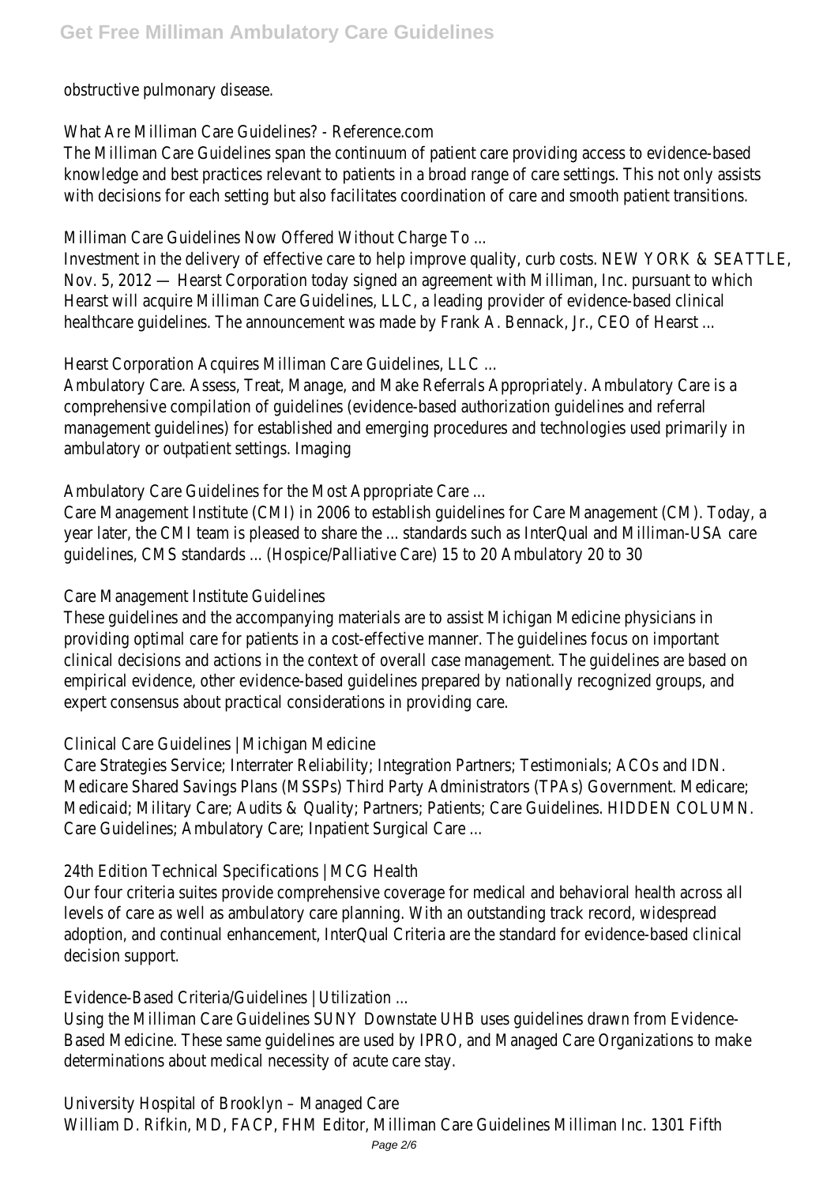obstructive pulmonary disease.

What Are Milliman Care Guidelines? - Reference.com

The Milliman Care Guidelines span the continuum of patient care providing access to evidence-based knowledge and best practices relevant to patients in a broad range of care settings. This not only assists with decisions for each setting but also facilitates coordination of care and smooth patient transitions.

Milliman Care Guidelines Now Offered Without Charge To ...

Investment in the delivery of effective care to help improve quality, curb costs. NEW YORK & SEATTLE, Nov. 5, 2012 — Hearst Corporation today signed an agreement with Milliman, Inc. pursuant to which Hearst will acquire Milliman Care Guidelines, LLC, a leading provider of evidence-based clinical healthcare guidelines. The announcement was made by Frank A. Bennack, Jr., CEO of Hearst ...

Hearst Corporation Acquires Milliman Care Guidelines, LLC ...

Ambulatory Care. Assess, Treat, Manage, and Make Referrals Appropriately. Ambulatory Care is a comprehensive compilation of guidelines (evidence-based authorization guidelines and referral management guidelines) for established and emerging procedures and technologies used primarily in ambulatory or outpatient settings. Imaging

Ambulatory Care Guidelines for the Most Appropriate Care ...

Care Management Institute (CMI) in 2006 to establish guidelines for Care Management (CM). Today, a year later, the CMI team is pleased to share the ... standards such as InterQual and Milliman-USA care guidelines, CMS standards ... (Hospice/Palliative Care) 15 to 20 Ambulatory 20 to 30

Care Management Institute Guidelines

These guidelines and the accompanying materials are to assist Michigan Medicine physicians in providing optimal care for patients in a cost-effective manner. The guidelines focus on important clinical decisions and actions in the context of overall case management. The guidelines are based on empirical evidence, other evidence-based guidelines prepared by nationally recognized groups, and expert consensus about practical considerations in providing care.

Clinical Care Guidelines | Michigan Medicine

Care Strategies Service; Interrater Reliability; Integration Partners; Testimonials; ACOs and IDN. Medicare Shared Savings Plans (MSSPs) Third Party Administrators (TPAs) Government. Medicare; Medicaid; Military Care; Audits & Quality; Partners; Patients; Care Guidelines. HIDDEN COLUMN. Care Guidelines; Ambulatory Care; Inpatient Surgical Care ...

24th Edition Technical Specifications | MCG Health

Our four criteria suites provide comprehensive coverage for medical and behavioral health across all levels of care as well as ambulatory care planning. With an outstanding track record, widespread adoption, and continual enhancement, InterQual Criteria are the standard for evidence-based clinical decision support.

Evidence-Based Criteria/Guidelines | Utilization ...

Using the Milliman Care Guidelines SUNY Downstate UHB uses guidelines drawn from Evidence-Based Medicine. These same guidelines are used by IPRO, and Managed Care Organizations to make determinations about medical necessity of acute care stay.

University Hospital of Brooklyn – Managed Care

William D. Rifkin, MD, FACP, FHM Editor, Milliman Care Guidelines Milliman Inc. 1301 Fifth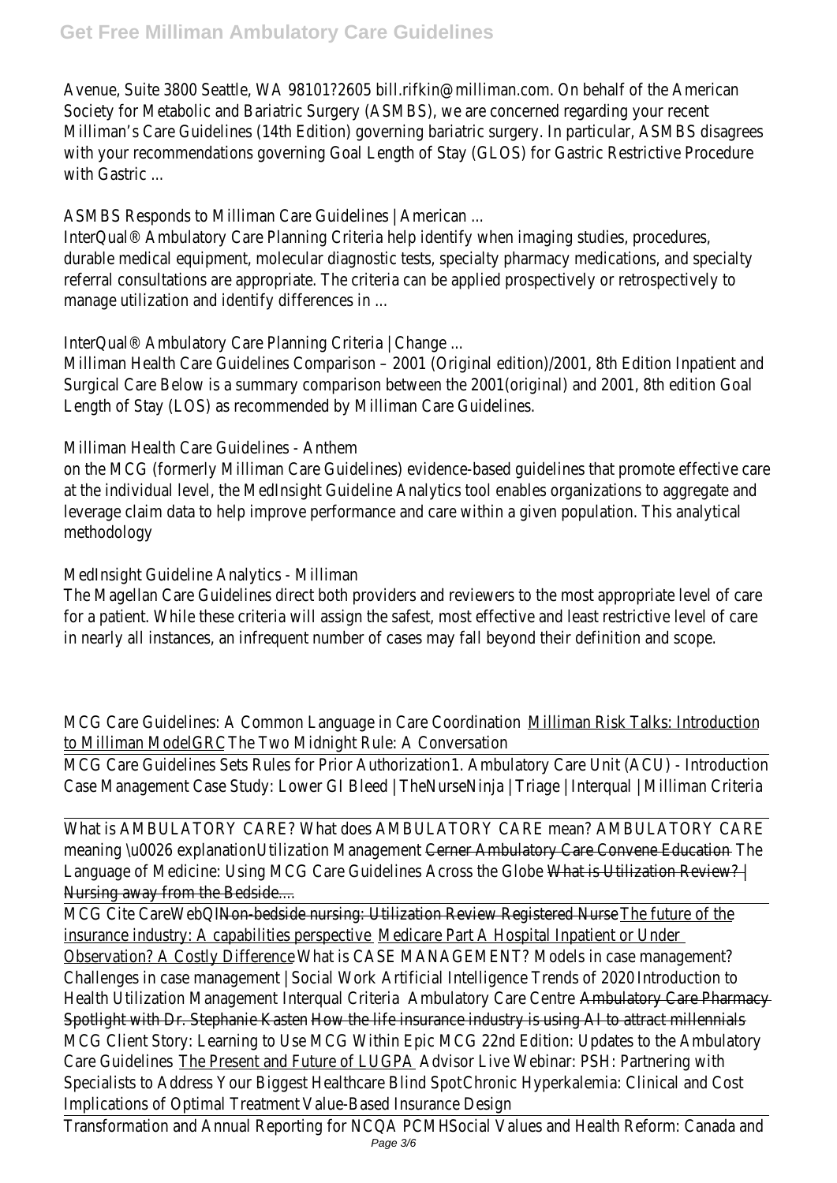Avenue, Suite 3800 Seattle, WA 98101?2605 bill.rifkin@milliman.com. On behalf of the American Society for Metabolic and Bariatric Surgery (ASMBS), we are concerned regarding your recent Milliman's Care Guidelines (14th Edition) governing bariatric surgery. In particular, ASMBS disagrees with your recommendations governing Goal Length of Stay (GLOS) for Gastric Restrictive Procedure with Gastric ...

ASMBS Responds to Milliman Care Guidelines | American ...

InterQual® Ambulatory Care Planning Criteria help identify when imaging studies, procedures, durable medical equipment, molecular diagnostic tests, specialty pharmacy medications, and specialty referral consultations are appropriate. The criteria can be applied prospectively or retrospectively to manage utilization and identify differences in ...

InterQual® Ambulatory Care Planning Criteria | Change ...

Milliman Health Care Guidelines Comparison – 2001 (Original edition)/2001, 8th Edition Inpatient and Surgical Care Below is a summary comparison between the 2001(original) and 2001, 8th edition Goal Length of Stay (LOS) as recommended by Milliman Care Guidelines.

Milliman Health Care Guidelines - Anthem

on the MCG (formerly Milliman Care Guidelines) evidence-based guidelines that promote effective care at the individual level, the MedInsight Guideline Analytics tool enables organizations to aggregate and leverage claim data to help improve performance and care within a given population. This analytical methodology

MedInsight Guideline Analytics - Milliman

The Magellan Care Guidelines direct both providers and reviewers to the most appropriate level of care for a patient. While these criteria will assign the safest, most effective and least restrictive level of care in nearly all instances, an infrequent number of cases may fall beyond their definition and scope.

MCG Care Guidelines: A Common Language in Care Coordination Milliman Risk Talks: Introduction to Milliman ModelGRC The Two Midnight Rule: A Conversation

MCG Care Guidelines Sets Rules for Prior Authorization 1. Ambulatory Care Unit (ACU) - Introduction Case Management Case Study: Lower GI Bleed | TheNurseNinja | Triage | Interqual | Milliman Criteria

What is AMBULATORY CARE? What does AMBULATORY CARE mean? AMBULATORY CARE meaning \u0026 explanation Utilization Management Cerner Ambulatory Care Convene Education The Language of Medicine: Using MCG Care Guidelines Across the Globe What is Utilization Review? | Nursing away from the Bedside....

MCG Cite CareWebQI Non-bedside nursing: Utilization Review Registered Nurse The future of the insurance industry: A capabilities perspective Medicare Part A Hospital Inpatient or Under Observation? A Costly Difference What is CASE MANAGEMENT? Models in case management? Challenges in case management | Social Work Artificial Intelligence Trends of 2020 Introduction to Health Utilization Management Interqual Criteria Ambulatory Care Centre Ambulatory Care Pharmacy Spotlight with Dr. Stephanie Kasten How the life insurance industry is using AI to attract millennials MCG Client Story: Learning to Use MCG Within Epic MCG 22nd Edition: Updates to the Ambulatory Care Guidelines The Present and Future of LUGPA Advisor Live Webinar: PSH: Partnering with Specialists to Address Your Biggest Healthcare Blind Spot Chronic Hyperkalemia: Clinical and Cost Implications of Optimal Treatment Value-Based Insurance Design

Transformation and Annual Reporting for NCQA PCMH Social Values and Health Reform: Canada and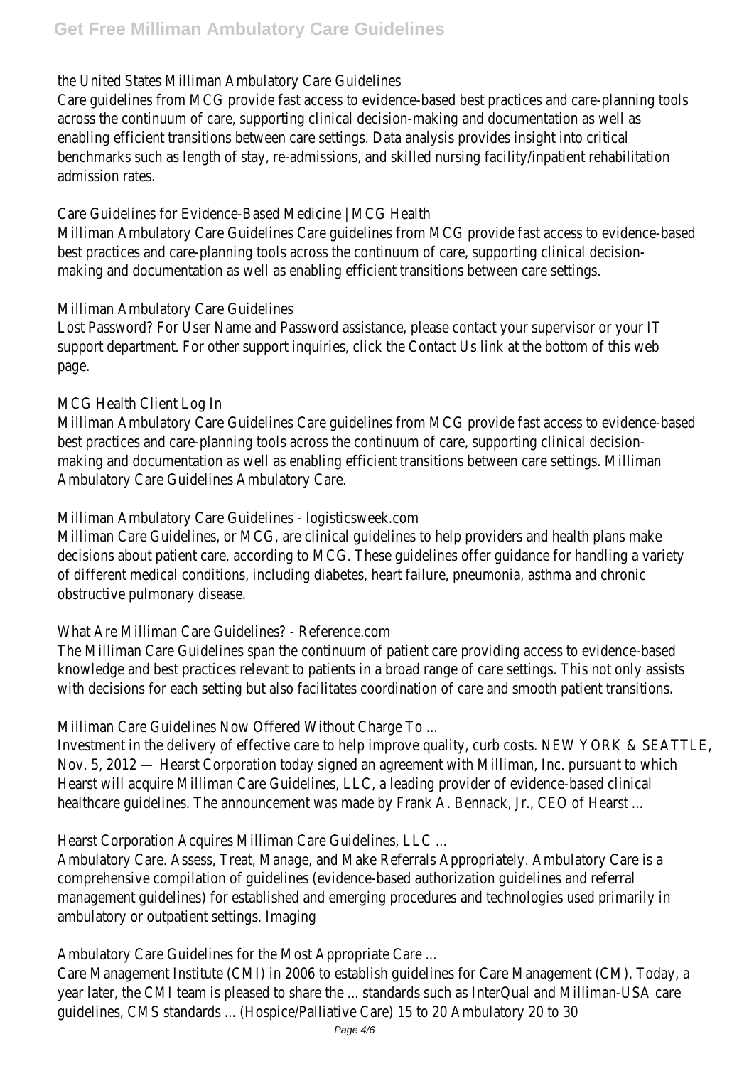the United States Milliman Ambulatory Care Guidelines

Care guidelines from MCG provide fast access to evidence-based best practices and care-planning tools across the continuum of care, supporting clinical decision-making and documentation as well as enabling efficient transitions between care settings. Data analysis provides insight into critical benchmarks such as length of stay, re-admissions, and skilled nursing facility/inpatient rehabilitation admission rates.

Care Guidelines for Evidence-Based Medicine | MCG Health

Milliman Ambulatory Care Guidelines Care guidelines from MCG provide fast access to evidence-based best practices and care-planning tools across the continuum of care, supporting clinical decision-making and documentation as well as enabling efficient transitions between care settings.

Milliman Ambulatory Care Guidelines

Lost Password? For User Name and Password assistance, please contact your supervisor or your IT support department. For other support inquiries, click the Contact Us link at the bottom of this web page.

MCG Health Client Log In

Milliman Ambulatory Care Guidelines Care guidelines from MCG provide fast access to evidence-based best practices and care-planning tools across the continuum of care, supporting clinical decision-making and documentation as well as enabling efficient transitions between care settings. Milliman Ambulatory Care Guidelines Ambulatory Care.

Milliman Ambulatory Care Guidelines - logisticsweek.com

Milliman Care Guidelines, or MCG, are clinical guidelines to help providers and health plans make decisions about patient care, according to MCG. These guidelines offer guidance for handling a variety of different medical conditions, including diabetes, heart failure, pneumonia, asthma and chronic obstructive pulmonary disease.

What Are Milliman Care Guidelines? - Reference.com

The Milliman Care Guidelines span the continuum of patient care providing access to evidence-based knowledge and best practices relevant to patients in a broad range of care settings. This not only assists with decisions for each setting but also facilitates coordination of care and smooth patient transitions.

Milliman Care Guidelines Now Offered Without Charge To ...

Investment in the delivery of effective care to help improve quality, curb costs. NEW YORK & SEATTLE, Nov. 5, 2012 — Hearst Corporation today signed an agreement with Milliman, Inc. pursuant to which Hearst will acquire Milliman Care Guidelines, LLC, a leading provider of evidence-based clinical healthcare guidelines. The announcement was made by Frank A. Bennack, Jr., CEO of Hearst ...

Hearst Corporation Acquires Milliman Care Guidelines, LLC ...

Ambulatory Care. Assess, Treat, Manage, and Make Referrals Appropriately. Ambulatory Care is a comprehensive compilation of guidelines (evidence-based authorization guidelines and referral management guidelines) for established and emerging procedures and technologies used primarily in ambulatory or outpatient settings. Imaging

Ambulatory Care Guidelines for the Most Appropriate Care ...

Care Management Institute (CMI) in 2006 to establish guidelines for Care Management (CM). Today, a year later, the CMI team is pleased to share the ... standards such as InterQual and Milliman-USA care guidelines, CMS standards ... (Hospice/Palliative Care) 15 to 20 Ambulatory 20 to 30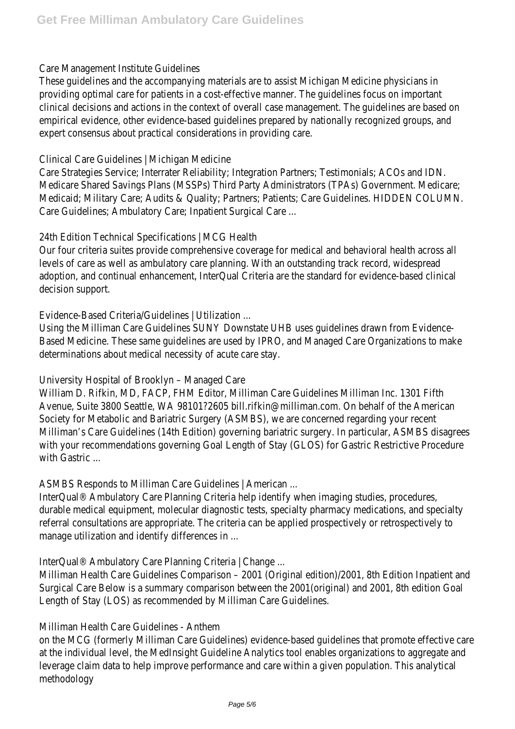Care Management Institute Guidelines

These guidelines and the accompanying materials are to assist Michigan Medicine physicians in providing optimal care for patients in a cost-effective manner. The guidelines focus on important clinical decisions and actions in the context of overall case management. The guidelines are based on empirical evidence, other evidence-based guidelines prepared by nationally recognized groups, and expert consensus about practical considerations in providing care.

Clinical Care Guidelines | Michigan Medicine

Care Strategies Service; Interrater Reliability; Integration Partners; Testimonials; ACOs and IDN. Medicare Shared Savings Plans (MSSPs) Third Party Administrators (TPAs) Government. Medicare; Medicaid; Military Care; Audits & Quality; Partners; Patients; Care Guidelines. HIDDEN COLUMN. Care Guidelines; Ambulatory Care; Inpatient Surgical Care ...

24th Edition Technical Specifications | MCG Health

Our four criteria suites provide comprehensive coverage for medical and behavioral health across all levels of care as well as ambulatory care planning. With an outstanding track record, widespread adoption, and continual enhancement, InterQual Criteria are the standard for evidence-based clinical decision support.

Evidence-Based Criteria/Guidelines | Utilization ...

Using the Milliman Care Guidelines SUNY Downstate UHB uses guidelines drawn from Evidence-Based Medicine. These same guidelines are used by IPRO, and Managed Care Organizations to make determinations about medical necessity of acute care stay.

University Hospital of Brooklyn – Managed Care

William D. Rifkin, MD, FACP, FHM Editor, Milliman Care Guidelines Milliman Inc. 1301 Fifth Avenue, Suite 3800 Seattle, WA 98101?2605 bill.rifkin@milliman.com. On behalf of the American Society for Metabolic and Bariatric Surgery (ASMBS), we are concerned regarding your recent Milliman's Care Guidelines (14th Edition) governing bariatric surgery. In particular, ASMBS disagrees with your recommendations governing Goal Length of Stay (GLOS) for Gastric Restrictive Procedure with Gastric ...

ASMBS Responds to Milliman Care Guidelines | American ...

InterQual® Ambulatory Care Planning Criteria help identify when imaging studies, procedures, durable medical equipment, molecular diagnostic tests, specialty pharmacy medications, and specialty referral consultations are appropriate. The criteria can be applied prospectively or retrospectively to manage utilization and identify differences in ...

InterQual® Ambulatory Care Planning Criteria | Change ...

Milliman Health Care Guidelines Comparison – 2001 (Original edition)/2001, 8th Edition Inpatient and Surgical Care Below is a summary comparison between the 2001(original) and 2001, 8th edition Goal Length of Stay (LOS) as recommended by Milliman Care Guidelines.

Milliman Health Care Guidelines - Anthem

on the MCG (formerly Milliman Care Guidelines) evidence-based guidelines that promote effective care at the individual level, the MedInsight Guideline Analytics tool enables organizations to aggregate and leverage claim data to help improve performance and care within a given population. This analytical methodology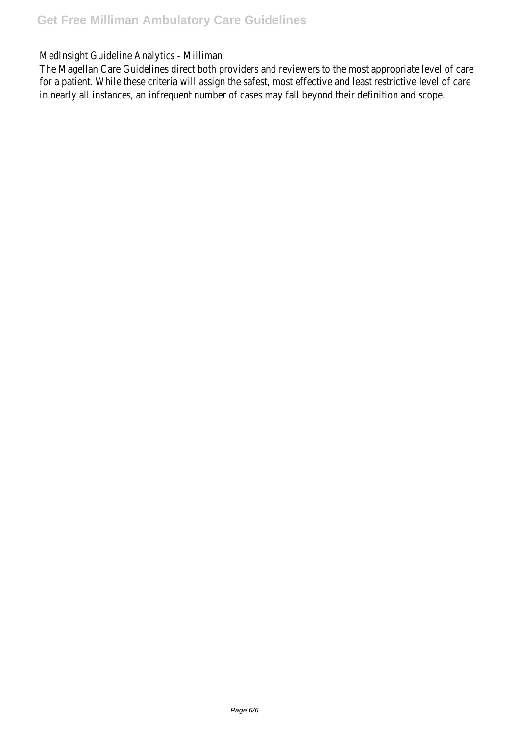MedInsight Guideline Analytics - Milliman

The Magellan Care Guidelines direct both providers and reviewers to the most appropriate level of care for a patient. While these criteria will assign the safest, most effective and least restrictive level of care in nearly all instances, an infrequent number of cases may fall beyond their definition and scope.